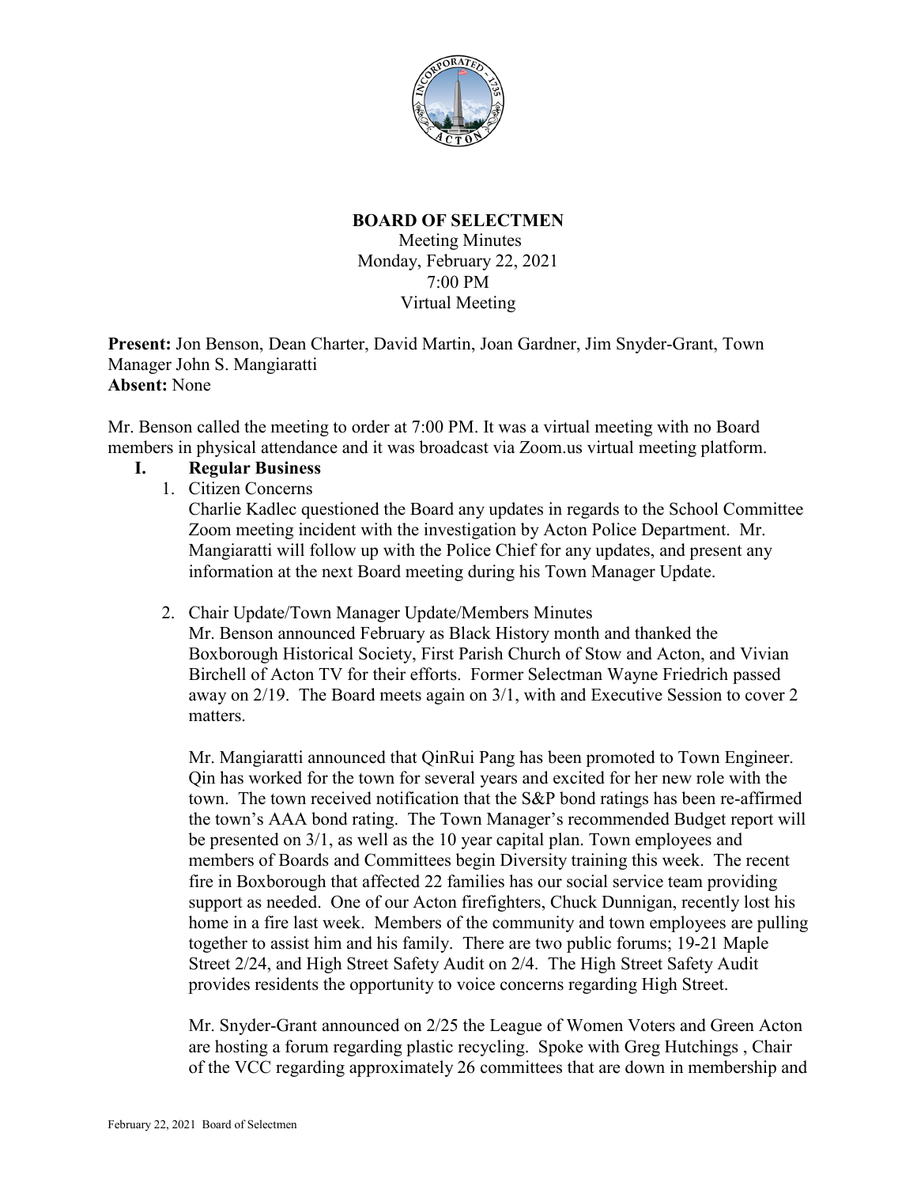**BOARD OF SELECTMEN**

Meeting Minutes
Monday, February 22, 2021
7:00 PM
Virtual Meeting

**Present:** Jon Benson, Dean Charter, David Martin, Joan Gardner, Jim Snyder-Grant, Town Manager John S. Mangiaratti
**Absent:** None

Mr. Benson called the meeting to order at 7:00 PM. It was a virtual meeting with no Board members in physical attendance and it was broadcast via Zoom.us virtual meeting platform.

**I. Regular Business**

1. Citizen Concerns
   Charlie Kadlec questioned the Board any updates in regards to the School Committee Zoom meeting incident with the investigation by Acton Police Department. Mr. Mangiaratti will follow up with the Police Chief for any updates, and present any information at the next Board meeting during his Town Manager Update.

2. Chair Update/Town Manager Update/Members Minutes
   Mr. Benson announced February as Black History month and thanked the Boxborough Historical Society, First Parish Church of Stow and Acton, and Vivian Birchell of Acton TV for their efforts. Former Selectman Wayne Friedrich passed away on 2/19. The Board meets again on 3/1, with and Executive Session to cover 2 matters.

   Mr. Mangiaratti announced that QinRui Pang has been promoted to Town Engineer. Qin has worked for the town for several years and excited for her new role with the town. The town received notification that the S&P bond ratings has been re-affirmed the town's AAA bond rating. The Town Manager's recommended Budget report will be presented on 3/1, as well as the 10 year capital plan. Town employees and members of Boards and Committees begin Diversity training this week. The recent fire in Boxborough that affected 22 families has our social service team providing support as needed. One of our Acton firefighters, Chuck Dunnigan, recently lost his home in a fire last week. Members of the community and town employees are pulling together to assist him and his family. There are two public forums; 19-21 Maple Street 2/24, and High Street Safety Audit on 2/4. The High Street Safety Audit provides residents the opportunity to voice concerns regarding High Street.

   Mr. Snyder-Grant announced on 2/25 the League of Women Voters and Green Acton are hosting a forum regarding plastic recycling. Spoke with Greg Hutchings , Chair of the VCC regarding approximately 26 committees that are down in membership and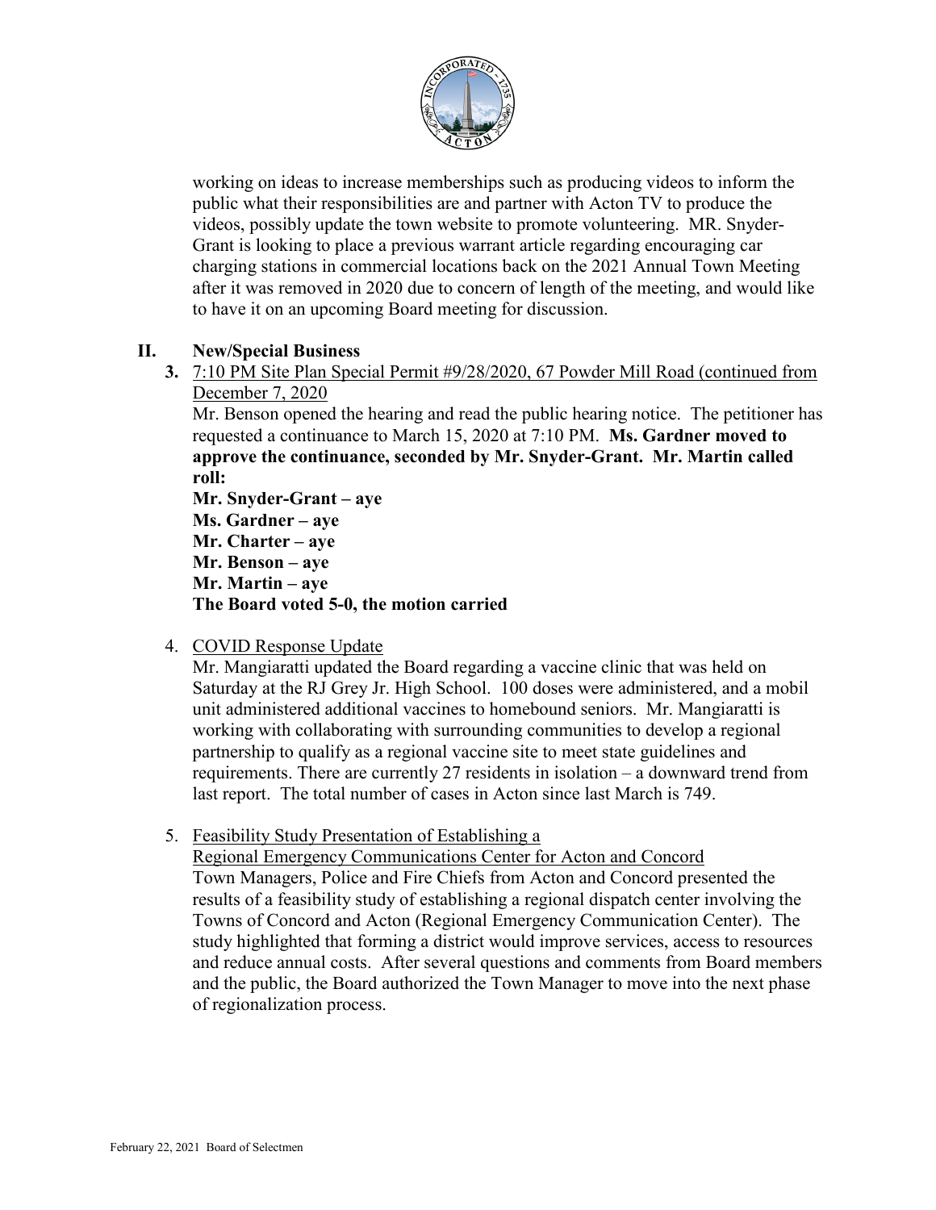working on ideas to increase memberships such as producing videos to inform the public what their responsibilities are and partner with Acton TV to produce the videos, possibly update the town website to promote volunteering. MR. Snyder-Grant is looking to place a previous warrant article regarding encouraging car charging stations in commercial locations back on the 2021 Annual Town Meeting after it was removed in 2020 due to concern of length of the meeting, and would like to have it on an upcoming Board meeting for discussion.

## II. New/Special Business

**3.** <u>7:10 PM Site Plan Special Permit #9/28/2020, 67 Powder Mill Road (continued from December 7, 2020</u>

Mr. Benson opened the hearing and read the public hearing notice. The petitioner has requested a continuance to March 15, 2020 at 7:10 PM. **Ms. Gardner moved to approve the continuance, seconded by Mr. Snyder-Grant. Mr. Martin called roll:**
**Mr. Snyder-Grant – aye**
**Ms. Gardner – aye**
**Mr. Charter – aye**
**Mr. Benson – aye**
**Mr. Martin – aye**
**The Board voted 5-0, the motion carried**

4. <u>COVID Response Update</u>

Mr. Mangiaratti updated the Board regarding a vaccine clinic that was held on Saturday at the RJ Grey Jr. High School. 100 doses were administered, and a mobil unit administered additional vaccines to homebound seniors. Mr. Mangiaratti is working with collaborating with surrounding communities to develop a regional partnership to qualify as a regional vaccine site to meet state guidelines and requirements. There are currently 27 residents in isolation – a downward trend from last report. The total number of cases in Acton since last March is 749.

5. <u>Feasibility Study Presentation of Establishing a Regional Emergency Communications Center for Acton and Concord</u>

Town Managers, Police and Fire Chiefs from Acton and Concord presented the results of a feasibility study of establishing a regional dispatch center involving the Towns of Concord and Acton (Regional Emergency Communication Center). The study highlighted that forming a district would improve services, access to resources and reduce annual costs. After several questions and comments from Board members and the public, the Board authorized the Town Manager to move into the next phase of regionalization process.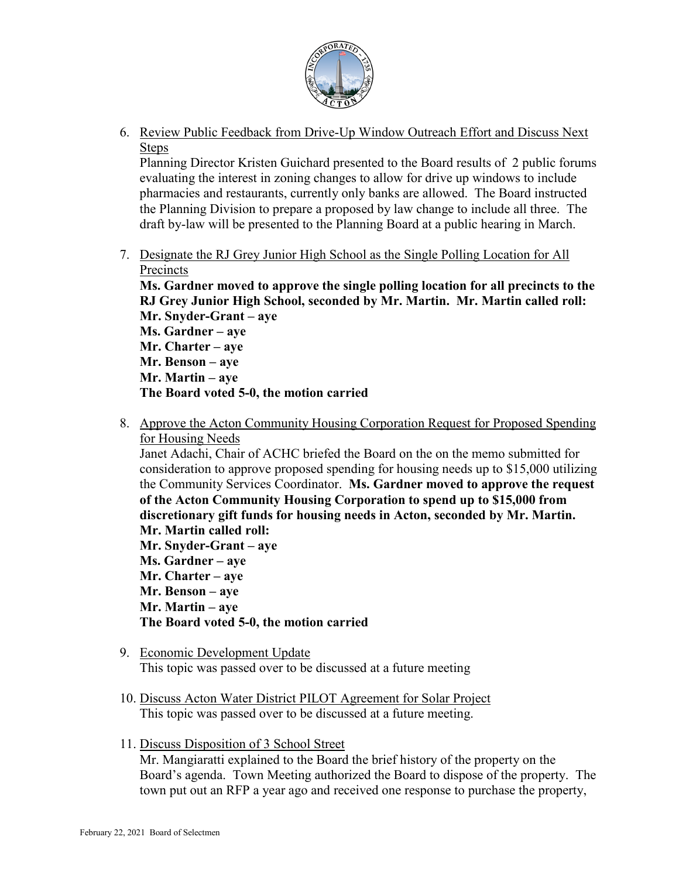6. Review Public Feedback from Drive-Up Window Outreach Effort and Discuss Next Steps
   Planning Director Kristen Guichard presented to the Board results of 2 public forums evaluating the interest in zoning changes to allow for drive up windows to include pharmacies and restaurants, currently only banks are allowed. The Board instructed the Planning Division to prepare a proposed by law change to include all three. The draft by-law will be presented to the Planning Board at a public hearing in March.

7. Designate the RJ Grey Junior High School as the Single Polling Location for All Precincts
   **Ms. Gardner moved to approve the single polling location for all precincts to the RJ Grey Junior High School, seconded by Mr. Martin. Mr. Martin called roll:**
   **Mr. Snyder-Grant – aye**
   **Ms. Gardner – aye**
   **Mr. Charter – aye**
   **Mr. Benson – aye**
   **Mr. Martin – aye**
   **The Board voted 5-0, the motion carried**

8. Approve the Acton Community Housing Corporation Request for Proposed Spending for Housing Needs
   Janet Adachi, Chair of ACHC briefed the Board on the on the memo submitted for consideration to approve proposed spending for housing needs up to $15,000 utilizing the Community Services Coordinator. **Ms. Gardner moved to approve the request of the Acton Community Housing Corporation to spend up to $15,000 from discretionary gift funds for housing needs in Acton, seconded by Mr. Martin. Mr. Martin called roll:**
   **Mr. Snyder-Grant – aye**
   **Ms. Gardner – aye**
   **Mr. Charter – aye**
   **Mr. Benson – aye**
   **Mr. Martin – aye**
   **The Board voted 5-0, the motion carried**

9. Economic Development Update
   This topic was passed over to be discussed at a future meeting

10. Discuss Acton Water District PILOT Agreement for Solar Project
    This topic was passed over to be discussed at a future meeting.

11. Discuss Disposition of 3 School Street
    Mr. Mangiaratti explained to the Board the brief history of the property on the Board's agenda. Town Meeting authorized the Board to dispose of the property. The town put out an RFP a year ago and received one response to purchase the property,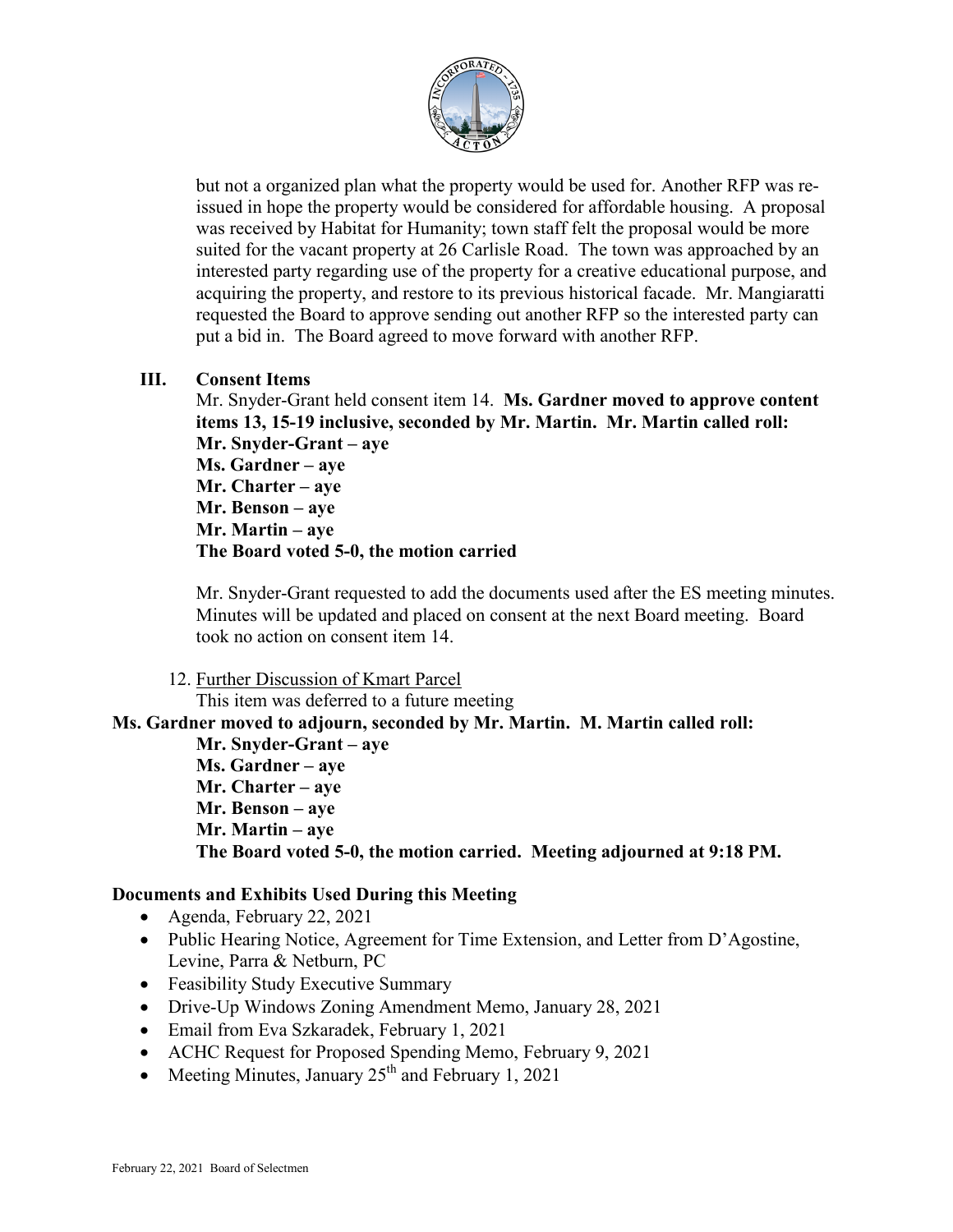but not a organized plan what the property would be used for. Another RFP was re-issued in hope the property would be considered for affordable housing. A proposal was received by Habitat for Humanity; town staff felt the proposal would be more suited for the vacant property at 26 Carlisle Road. The town was approached by an interested party regarding use of the property for a creative educational purpose, and acquiring the property, and restore to its previous historical facade. Mr. Mangiaratti requested the Board to approve sending out another RFP so the interested party can put a bid in. The Board agreed to move forward with another RFP.

## III. Consent Items

Mr. Snyder-Grant held consent item 14. **Ms. Gardner moved to approve content items 13, 15-19 inclusive, seconded by Mr. Martin. Mr. Martin called roll:**
**Mr. Snyder-Grant – aye**
**Ms. Gardner – aye**
**Mr. Charter – aye**
**Mr. Benson – aye**
**Mr. Martin – aye**
**The Board voted 5-0, the motion carried**

Mr. Snyder-Grant requested to add the documents used after the ES meeting minutes. Minutes will be updated and placed on consent at the next Board meeting. Board took no action on consent item 14.

12. Further Discussion of Kmart Parcel
    This item was deferred to a future meeting

**Ms. Gardner moved to adjourn, seconded by Mr. Martin. M. Martin called roll:**
**Mr. Snyder-Grant – aye**
**Ms. Gardner – aye**
**Mr. Charter – aye**
**Mr. Benson – aye**
**Mr. Martin – aye**
**The Board voted 5-0, the motion carried. Meeting adjourned at 9:18 PM.**

**Documents and Exhibits Used During this Meeting**

- Agenda, February 22, 2021
- Public Hearing Notice, Agreement for Time Extension, and Letter from D'Agostine, Levine, Parra & Netburn, PC
- Feasibility Study Executive Summary
- Drive-Up Windows Zoning Amendment Memo, January 28, 2021
- Email from Eva Szkaradek, February 1, 2021
- ACHC Request for Proposed Spending Memo, February 9, 2021
- Meeting Minutes, January 25th and February 1, 2021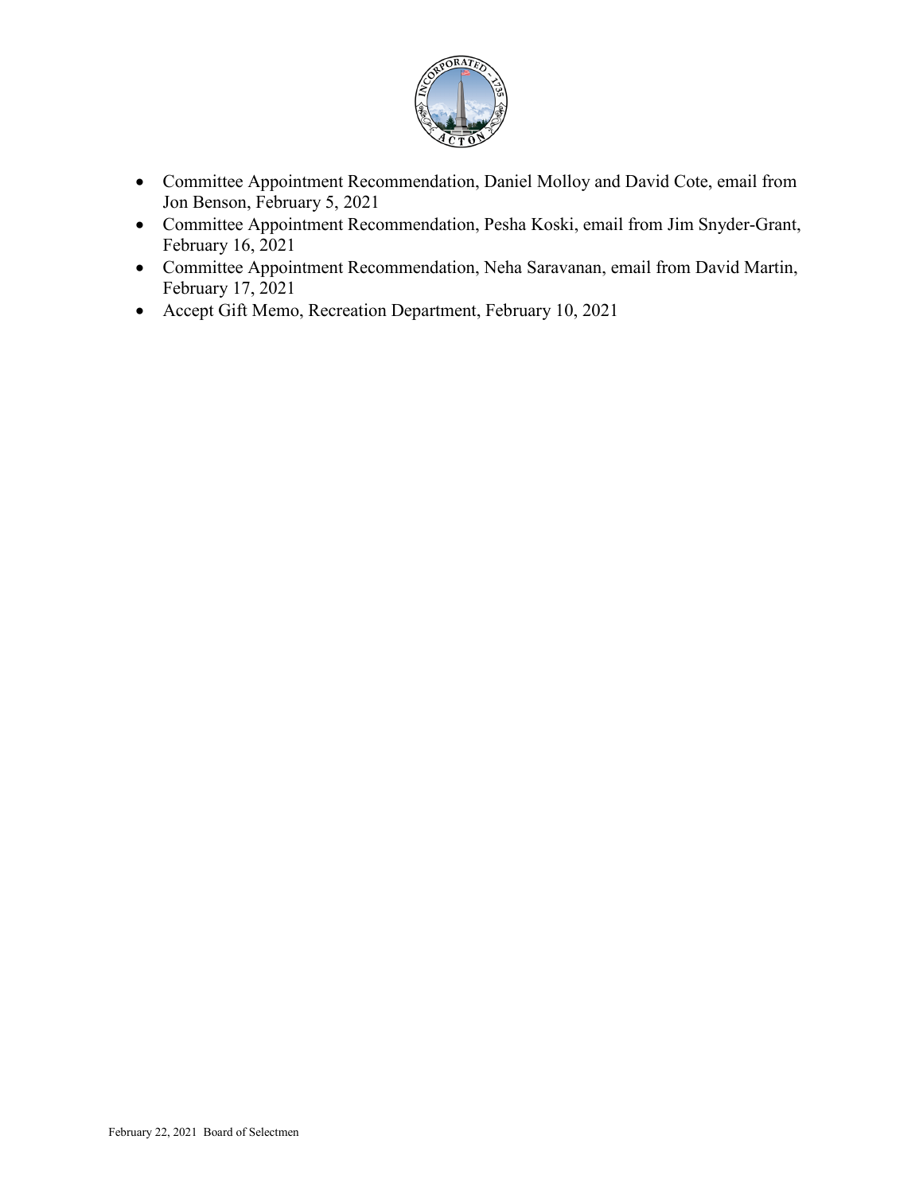- Committee Appointment Recommendation, Daniel Molloy and David Cote, email from Jon Benson, February 5, 2021
- Committee Appointment Recommendation, Pesha Koski, email from Jim Snyder-Grant, February 16, 2021
- Committee Appointment Recommendation, Neha Saravanan, email from David Martin, February 17, 2021
- Accept Gift Memo, Recreation Department, February 10, 2021